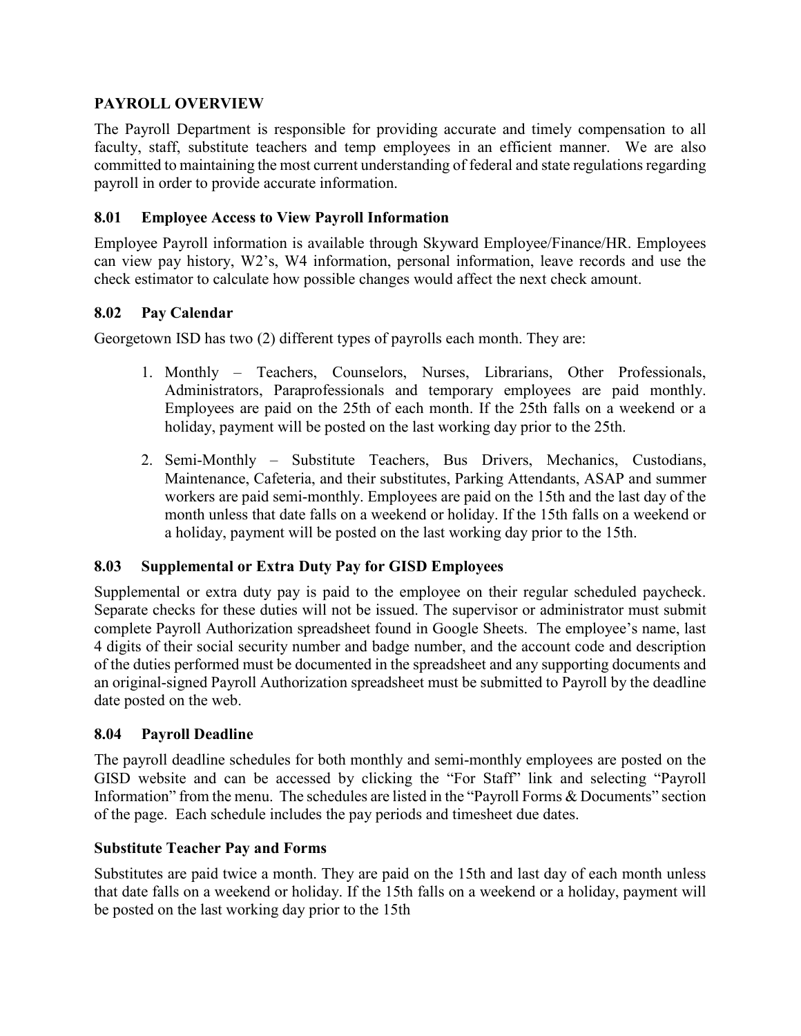## PAYROLL OVERVIEW

The Payroll Department is responsible for providing accurate and timely compensation to all faculty, staff, substitute teachers and temp employees in an efficient manner. We are also committed to maintaining the most current understanding of federal and state regulations regarding payroll in order to provide accurate information.

### 8.01 Employee Access to View Payroll Information

Employee Payroll information is available through Skyward Employee/Finance/HR. Employees can view pay history, W2's, W4 information, personal information, leave records and use the check estimator to calculate how possible changes would affect the next check amount.

### 8.02 Pay Calendar

Georgetown ISD has two (2) different types of payrolls each month. They are:

1. Monthly – Teachers, Counselors, Nurses, Librarians, Other Professionals, Administrators, Paraprofessionals and temporary employees are paid monthly. Employees are paid on the 25th of each month. If the 25th falls on a weekend or a holiday, payment will be posted on the last working day prior to the 25th.

2. Semi-Monthly – Substitute Teachers, Bus Drivers, Mechanics, Custodians, Maintenance, Cafeteria, and their substitutes, Parking Attendants, ASAP and summer workers are paid semi-monthly. Employees are paid on the 15th and the last day of the month unless that date falls on a weekend or holiday. If the 15th falls on a weekend or a holiday, payment will be posted on the last working day prior to the 15th.

### 8.03 Supplemental or Extra Duty Pay for GISD Employees

Supplemental or extra duty pay is paid to the employee on their regular scheduled paycheck. Separate checks for these duties will not be issued. The supervisor or administrator must submit complete Payroll Authorization spreadsheet found in Google Sheets. The employee's name, last 4 digits of their social security number and badge number, and the account code and description of the duties performed must be documented in the spreadsheet and any supporting documents and an original-signed Payroll Authorization spreadsheet must be submitted to Payroll by the deadline date posted on the web.

### 8.04 Payroll Deadline

The payroll deadline schedules for both monthly and semi-monthly employees are posted on the GISD website and can be accessed by clicking the "For Staff" link and selecting "Payroll Information" from the menu. The schedules are listed in the "Payroll Forms & Documents" section of the page. Each schedule includes the pay periods and timesheet due dates.

### Substitute Teacher Pay and Forms

Substitutes are paid twice a month. They are paid on the 15th and last day of each month unless that date falls on a weekend or holiday. If the 15th falls on a weekend or a holiday, payment will be posted on the last working day prior to the 15th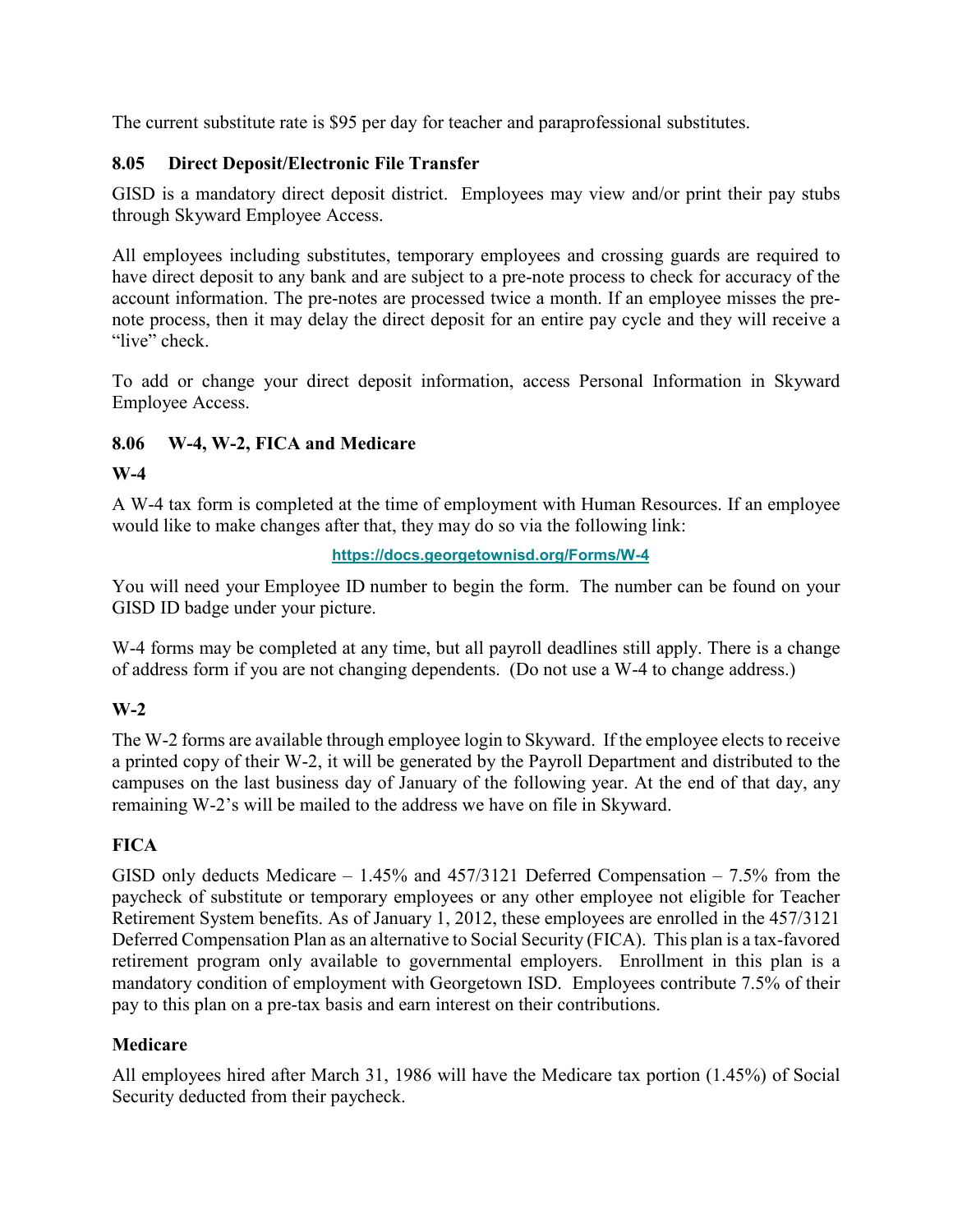The current substitute rate is $95 per day for teacher and paraprofessional substitutes.

### 8.05 Direct Deposit/Electronic File Transfer

GISD is a mandatory direct deposit district. Employees may view and/or print their pay stubs through Skyward Employee Access.

All employees including substitutes, temporary employees and crossing guards are required to have direct deposit to any bank and are subject to a pre-note process to check for accuracy of the account information. The pre-notes are processed twice a month. If an employee misses the pre-note process, then it may delay the direct deposit for an entire pay cycle and they will receive a "live" check.

To add or change your direct deposit information, access Personal Information in Skyward Employee Access.

### 8.06 W-4, W-2, FICA and Medicare

#### W-4

A W-4 tax form is completed at the time of employment with Human Resources. If an employee would like to make changes after that, they may do so via the following link:

**https://docs.georgetownisd.org/Forms/W-4**

You will need your Employee ID number to begin the form. The number can be found on your GISD ID badge under your picture.

W-4 forms may be completed at any time, but all payroll deadlines still apply. There is a change of address form if you are not changing dependents. (Do not use a W-4 to change address.)

#### W-2

The W-2 forms are available through employee login to Skyward. If the employee elects to receive a printed copy of their W-2, it will be generated by the Payroll Department and distributed to the campuses on the last business day of January of the following year. At the end of that day, any remaining W-2's will be mailed to the address we have on file in Skyward.

#### FICA

GISD only deducts Medicare – 1.45% and 457/3121 Deferred Compensation – 7.5% from the paycheck of substitute or temporary employees or any other employee not eligible for Teacher Retirement System benefits. As of January 1, 2012, these employees are enrolled in the 457/3121 Deferred Compensation Plan as an alternative to Social Security (FICA). This plan is a tax-favored retirement program only available to governmental employers. Enrollment in this plan is a mandatory condition of employment with Georgetown ISD. Employees contribute 7.5% of their pay to this plan on a pre-tax basis and earn interest on their contributions.

#### Medicare

All employees hired after March 31, 1986 will have the Medicare tax portion (1.45%) of Social Security deducted from their paycheck.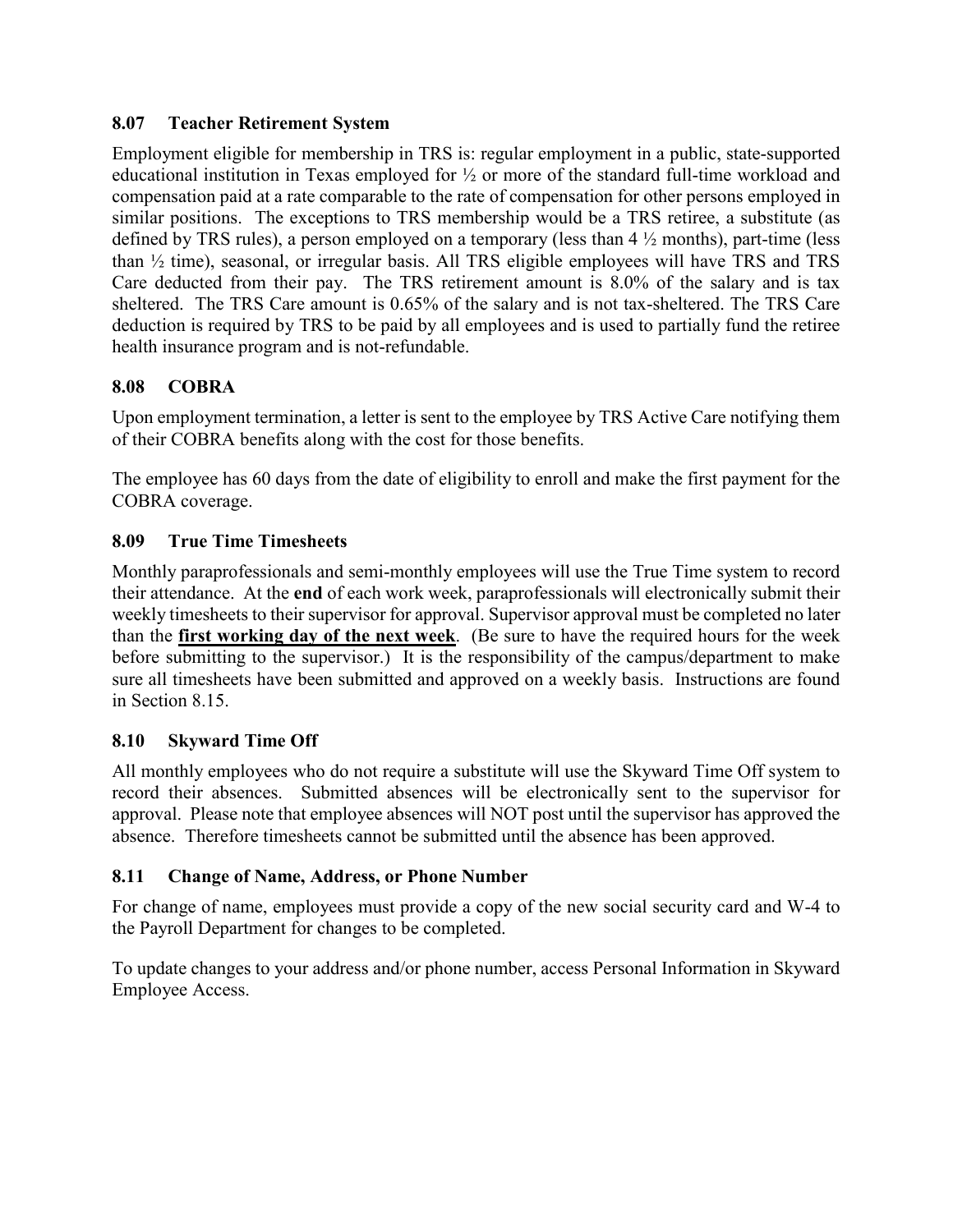### 8.07 Teacher Retirement System

Employment eligible for membership in TRS is: regular employment in a public, state-supported educational institution in Texas employed for ½ or more of the standard full-time workload and compensation paid at a rate comparable to the rate of compensation for other persons employed in similar positions. The exceptions to TRS membership would be a TRS retiree, a substitute (as defined by TRS rules), a person employed on a temporary (less than 4 ½ months), part-time (less than ½ time), seasonal, or irregular basis. All TRS eligible employees will have TRS and TRS Care deducted from their pay. The TRS retirement amount is 8.0% of the salary and is tax sheltered. The TRS Care amount is 0.65% of the salary and is not tax-sheltered. The TRS Care deduction is required by TRS to be paid by all employees and is used to partially fund the retiree health insurance program and is not-refundable.

### 8.08 COBRA

Upon employment termination, a letter is sent to the employee by TRS Active Care notifying them of their COBRA benefits along with the cost for those benefits.

The employee has 60 days from the date of eligibility to enroll and make the first payment for the COBRA coverage.

### 8.09 True Time Timesheets

Monthly paraprofessionals and semi-monthly employees will use the True Time system to record their attendance. At the **end** of each work week, paraprofessionals will electronically submit their weekly timesheets to their supervisor for approval. Supervisor approval must be completed no later than the **first working day of the next week**. (Be sure to have the required hours for the week before submitting to the supervisor.) It is the responsibility of the campus/department to make sure all timesheets have been submitted and approved on a weekly basis. Instructions are found in Section 8.15.

### 8.10 Skyward Time Off

All monthly employees who do not require a substitute will use the Skyward Time Off system to record their absences. Submitted absences will be electronically sent to the supervisor for approval. Please note that employee absences will NOT post until the supervisor has approved the absence. Therefore timesheets cannot be submitted until the absence has been approved.

### 8.11 Change of Name, Address, or Phone Number

For change of name, employees must provide a copy of the new social security card and W-4 to the Payroll Department for changes to be completed.

To update changes to your address and/or phone number, access Personal Information in Skyward Employee Access.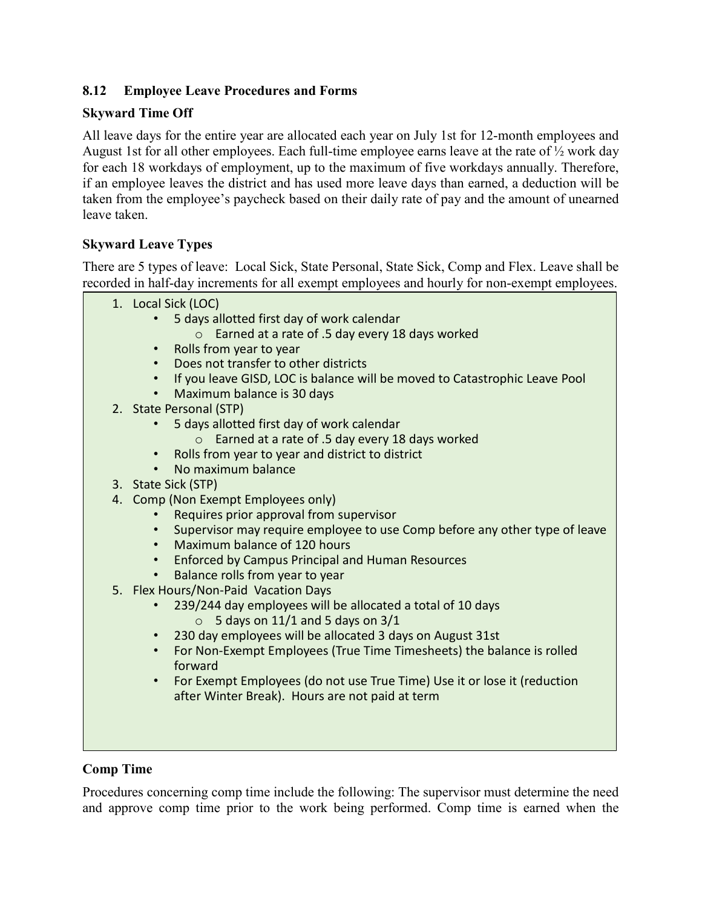### 8.12 Employee Leave Procedures and Forms

**Skyward Time Off**

All leave days for the entire year are allocated each year on July 1st for 12-month employees and August 1st for all other employees. Each full-time employee earns leave at the rate of ½ work day for each 18 workdays of employment, up to the maximum of five workdays annually. Therefore, if an employee leaves the district and has used more leave days than earned, a deduction will be taken from the employee's paycheck based on their daily rate of pay and the amount of unearned leave taken.

**Skyward Leave Types**

There are 5 types of leave: Local Sick, State Personal, State Sick, Comp and Flex. Leave shall be recorded in half-day increments for all exempt employees and hourly for non-exempt employees.

1. Local Sick (LOC)
   - 5 days allotted first day of work calendar
     - Earned at a rate of .5 day every 18 days worked
   - Rolls from year to year
   - Does not transfer to other districts
   - If you leave GISD, LOC is balance will be moved to Catastrophic Leave Pool
   - Maximum balance is 30 days
2. State Personal (STP)
   - 5 days allotted first day of work calendar
     - Earned at a rate of .5 day every 18 days worked
   - Rolls from year to year and district to district
   - No maximum balance
3. State Sick (STP)
4. Comp (Non Exempt Employees only)
   - Requires prior approval from supervisor
   - Supervisor may require employee to use Comp before any other type of leave
   - Maximum balance of 120 hours
   - Enforced by Campus Principal and Human Resources
   - Balance rolls from year to year
5. Flex Hours/Non-Paid Vacation Days
   - 239/244 day employees will be allocated a total of 10 days
     - 5 days on 11/1 and 5 days on 3/1
   - 230 day employees will be allocated 3 days on August 31st
   - For Non-Exempt Employees (True Time Timesheets) the balance is rolled forward
   - For Exempt Employees (do not use True Time) Use it or lose it (reduction after Winter Break). Hours are not paid at term

**Comp Time**

Procedures concerning comp time include the following: The supervisor must determine the need and approve comp time prior to the work being performed. Comp time is earned when the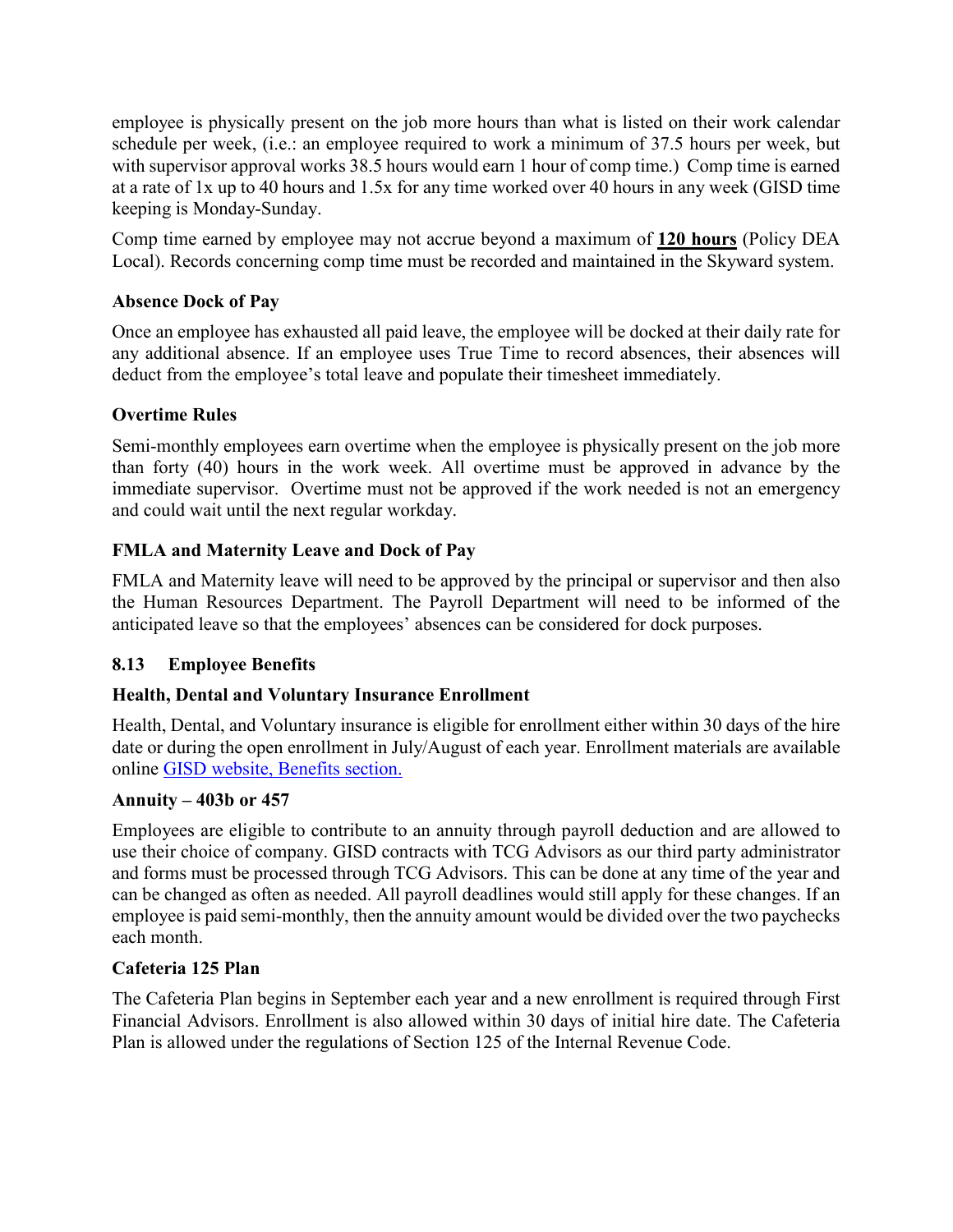employee is physically present on the job more hours than what is listed on their work calendar schedule per week, (i.e.: an employee required to work a minimum of 37.5 hours per week, but with supervisor approval works 38.5 hours would earn 1 hour of comp time.) Comp time is earned at a rate of 1x up to 40 hours and 1.5x for any time worked over 40 hours in any week (GISD time keeping is Monday-Sunday.

Comp time earned by employee may not accrue beyond a maximum of **120 hours** (Policy DEA Local). Records concerning comp time must be recorded and maintained in the Skyward system.

### Absence Dock of Pay

Once an employee has exhausted all paid leave, the employee will be docked at their daily rate for any additional absence. If an employee uses True Time to record absences, their absences will deduct from the employee's total leave and populate their timesheet immediately.

### Overtime Rules

Semi-monthly employees earn overtime when the employee is physically present on the job more than forty (40) hours in the work week. All overtime must be approved in advance by the immediate supervisor. Overtime must not be approved if the work needed is not an emergency and could wait until the next regular workday.

### FMLA and Maternity Leave and Dock of Pay

FMLA and Maternity leave will need to be approved by the principal or supervisor and then also the Human Resources Department. The Payroll Department will need to be informed of the anticipated leave so that the employees' absences can be considered for dock purposes.

## 8.13 Employee Benefits

### Health, Dental and Voluntary Insurance Enrollment

Health, Dental, and Voluntary insurance is eligible for enrollment either within 30 days of the hire date or during the open enrollment in July/August of each year. Enrollment materials are available online GISD website, Benefits section.

### Annuity – 403b or 457

Employees are eligible to contribute to an annuity through payroll deduction and are allowed to use their choice of company. GISD contracts with TCG Advisors as our third party administrator and forms must be processed through TCG Advisors. This can be done at any time of the year and can be changed as often as needed. All payroll deadlines would still apply for these changes. If an employee is paid semi-monthly, then the annuity amount would be divided over the two paychecks each month.

### Cafeteria 125 Plan

The Cafeteria Plan begins in September each year and a new enrollment is required through First Financial Advisors. Enrollment is also allowed within 30 days of initial hire date. The Cafeteria Plan is allowed under the regulations of Section 125 of the Internal Revenue Code.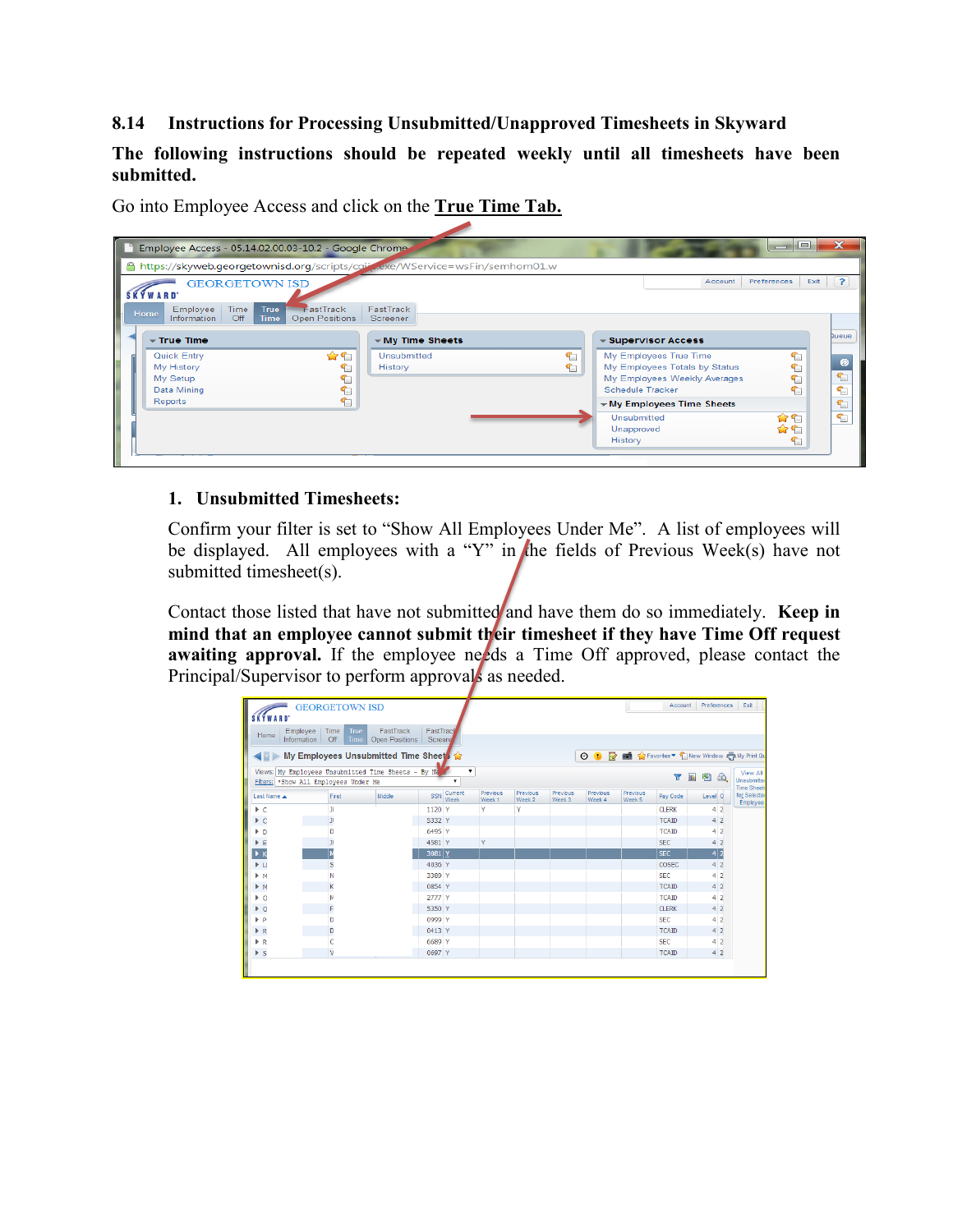## 8.14 Instructions for Processing Unsubmitted/Unapproved Timesheets in Skyward

**The following instructions should be repeated weekly until all timesheets have been submitted.**

Go into Employee Access and click on the **True Time Tab.**

1. **Unsubmitted Timesheets:**

   Confirm your filter is set to "Show All Employees Under Me". A list of employees will be displayed. All employees with a "Y" in the fields of Previous Week(s) have not submitted timesheet(s).

   Contact those listed that have not submitted and have them do so immediately. **Keep in mind that an employee cannot submit their timesheet if they have Time Off request awaiting approval.** If the employee needs a Time Off approved, please contact the Principal/Supervisor to perform approvals as needed.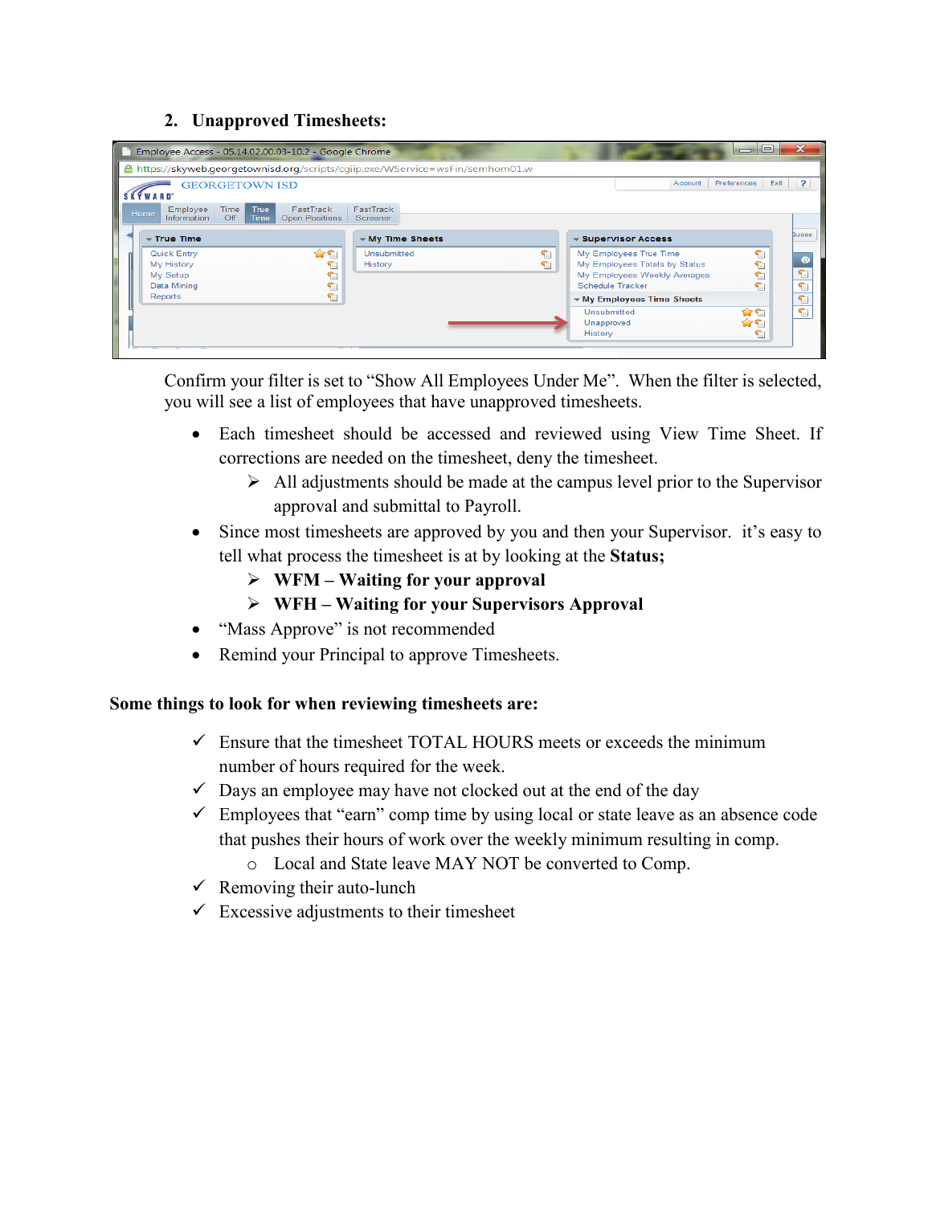## 2. Unapproved Timesheets:

Confirm your filter is set to "Show All Employees Under Me". When the filter is selected, you will see a list of employees that have unapproved timesheets.

- Each timesheet should be accessed and reviewed using View Time Sheet. If corrections are needed on the timesheet, deny the timesheet.
  - All adjustments should be made at the campus level prior to the Supervisor approval and submittal to Payroll.
- Since most timesheets are approved by you and then your Supervisor. it's easy to tell what process the timesheet is at by looking at the **Status;**
  - **WFM – Waiting for your approval**
  - **WFH – Waiting for your Supervisors Approval**
- "Mass Approve" is not recommended
- Remind your Principal to approve Timesheets.

**Some things to look for when reviewing timesheets are:**

- ✓ Ensure that the timesheet TOTAL HOURS meets or exceeds the minimum number of hours required for the week.
- ✓ Days an employee may have not clocked out at the end of the day
- ✓ Employees that "earn" comp time by using local or state leave as an absence code that pushes their hours of work over the weekly minimum resulting in comp.
  - Local and State leave MAY NOT be converted to Comp.
- ✓ Removing their auto-lunch
- ✓ Excessive adjustments to their timesheet